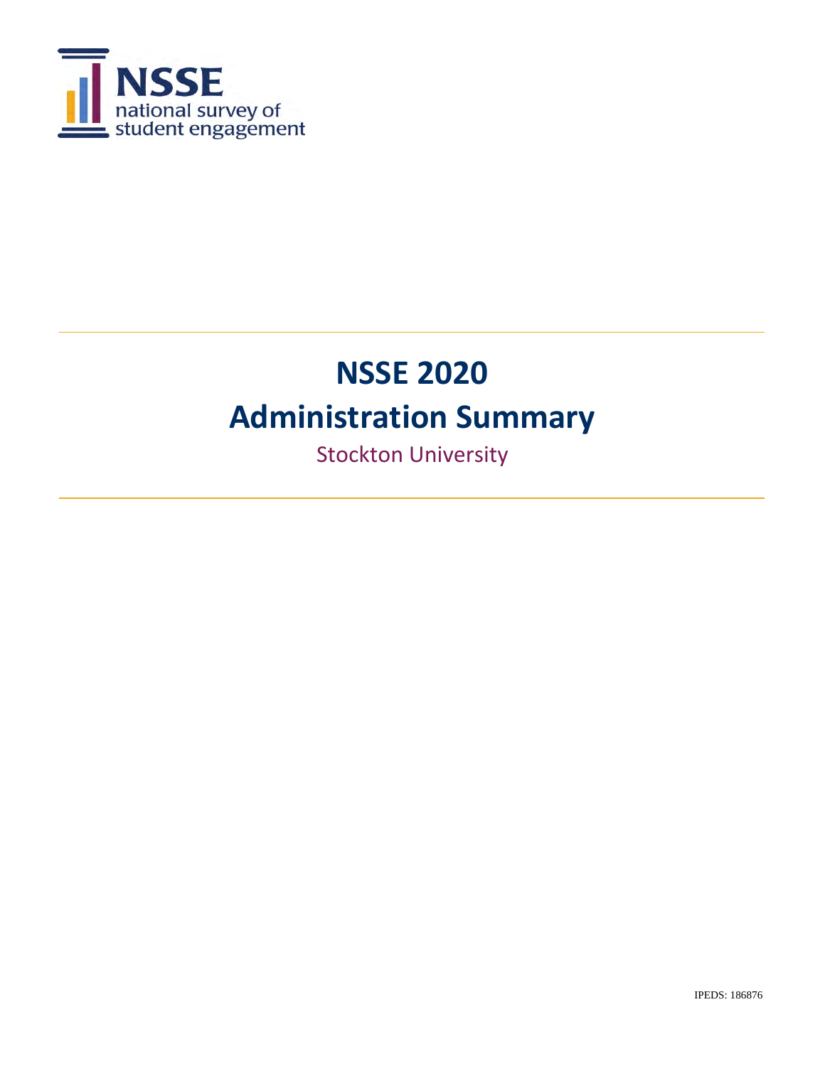NSSE
national survey of
student engagement

# NSSE 2020
# Administration Summary

Stockton University

IPEDS: 186876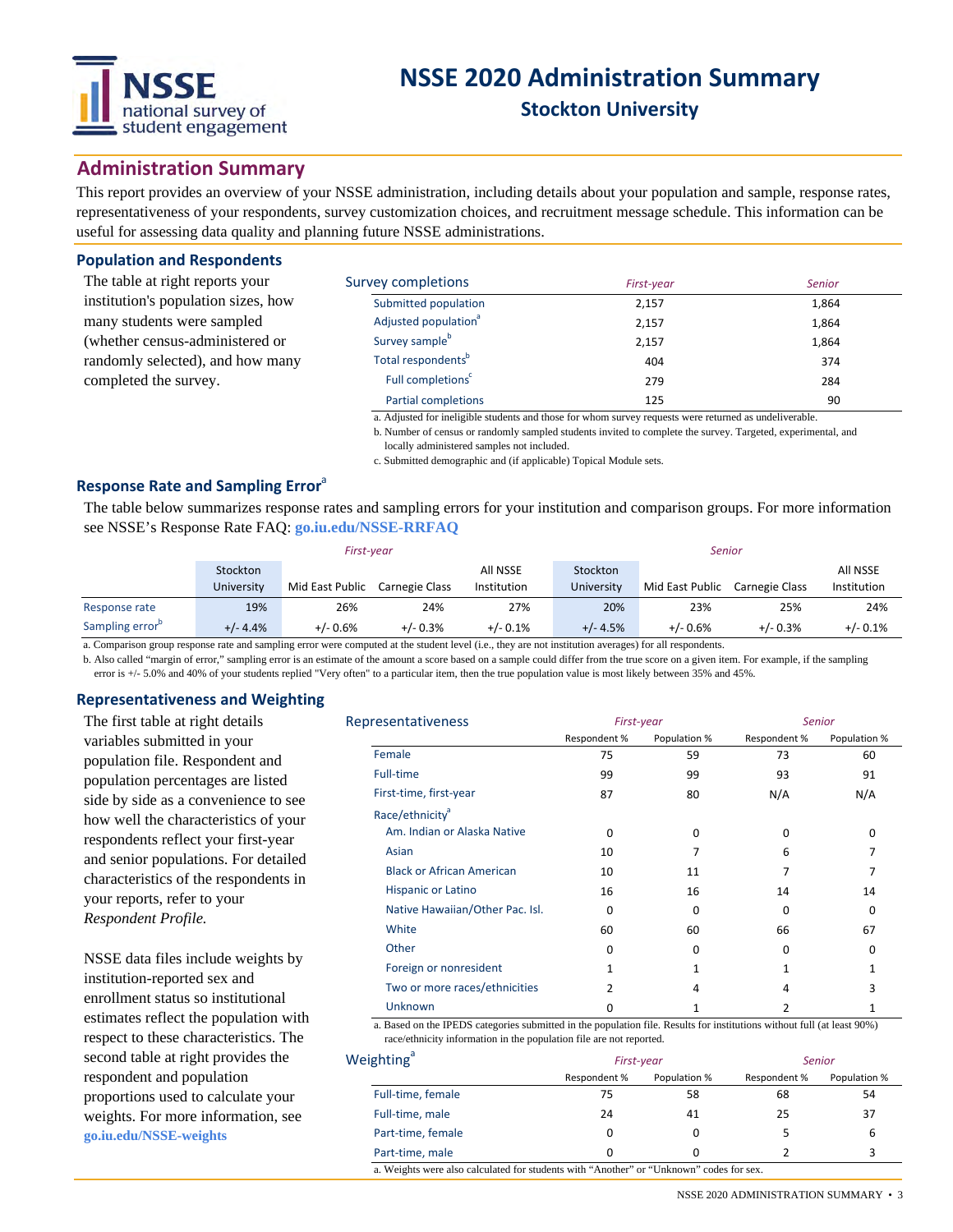# NSSE 2020 Administration Summary

## Stockton University

## Administration Summary

This report provides an overview of your NSSE administration, including details about your population and sample, response rates, representativeness of your respondents, survey customization choices, and recruitment message schedule. This information can be useful for assessing data quality and planning future NSSE administrations.

### Population and Respondents

The table at right reports your institution's population sizes, how many students were sampled (whether census-administered or randomly selected), and how many completed the survey.

| Survey completions | *First-year* | *Senior* |
|---|---|---|
| Submitted population | 2,157 | 1,864 |
| Adjusted population[a] | 2,157 | 1,864 |
| Survey sample[b] | 2,157 | 1,864 |
| Total respondents[b] | 404 | 374 |
| Full completions[c] | 279 | 284 |
| Partial completions | 125 | 90 |

a. Adjusted for ineligible students and those for whom survey requests were returned as undeliverable.
b. Number of census or randomly sampled students invited to complete the survey. Targeted, experimental, and locally administered samples not included.
c. Submitted demographic and (if applicable) Topical Module sets.

### Response Rate and Sampling Error[a]

The table below summarizes response rates and sampling errors for your institution and comparison groups. For more information see NSSE's Response Rate FAQ: **go.iu.edu/NSSE-RRFAQ**

| | *First-year* | | | | *Senior* | | | |
|---|---|---|---|---|---|---|---|---|
| | Stockton University | Mid East Public | Carnegie Class | All NSSE Institution | Stockton University | Mid East Public | Carnegie Class | All NSSE Institution |
| Response rate | 19% | 26% | 24% | 27% | 20% | 23% | 25% | 24% |
| Sampling error[b] | +/- 4.4% | +/- 0.6% | +/- 0.3% | +/- 0.1% | +/- 4.5% | +/- 0.6% | +/- 0.3% | +/- 0.1% |

a. Comparison group response rate and sampling error were computed at the student level (i.e., they are not institution averages) for all respondents.
b. Also called "margin of error," sampling error is an estimate of the amount a score based on a sample could differ from the true score on a given item. For example, if the sampling error is +/- 5.0% and 40% of your students replied "Very often" to a particular item, then the true population value is most likely between 35% and 45%.

### Representativeness and Weighting

The first table at right details variables submitted in your population file. Respondent and population percentages are listed side by side as a convenience to see how well the characteristics of your respondents reflect your first-year and senior populations. For detailed characteristics of the respondents in your reports, refer to your *Respondent Profile.*

NSSE data files include weights by institution-reported sex and enrollment status so institutional estimates reflect the population with respect to these characteristics. The second table at right provides the respondent and population proportions used to calculate your weights. For more information, see **go.iu.edu/NSSE-weights**

| Representativeness | *First-year* | | *Senior* | |
|---|---|---|---|---|
| | Respondent % | Population % | Respondent % | Population % |
| Female | 75 | 59 | 73 | 60 |
| Full-time | 99 | 99 | 93 | 91 |
| First-time, first-year | 87 | 80 | N/A | N/A |
| Race/ethnicity[a] | | | | |
| Am. Indian or Alaska Native | 0 | 0 | 0 | 0 |
| Asian | 10 | 7 | 6 | 7 |
| Black or African American | 10 | 11 | 7 | 7 |
| Hispanic or Latino | 16 | 16 | 14 | 14 |
| Native Hawaiian/Other Pac. Isl. | 0 | 0 | 0 | 0 |
| White | 60 | 60 | 66 | 67 |
| Other | 0 | 0 | 0 | 0 |
| Foreign or nonresident | 1 | 1 | 1 | 1 |
| Two or more races/ethnicities | 2 | 4 | 4 | 3 |
| Unknown | 0 | 1 | 2 | 1 |

a. Based on the IPEDS categories submitted in the population file. Results for institutions without full (at least 90%) race/ethnicity information in the population file are not reported.

| Weighting[a] | *First-year* | | *Senior* | |
|---|---|---|---|---|
| | Respondent % | Population % | Respondent % | Population % |
| Full-time, female | 75 | 58 | 68 | 54 |
| Full-time, male | 24 | 41 | 25 | 37 |
| Part-time, female | 0 | 0 | 5 | 6 |
| Part-time, male | 0 | 0 | 2 | 3 |

a. Weights were also calculated for students with "Another" or "Unknown" codes for sex.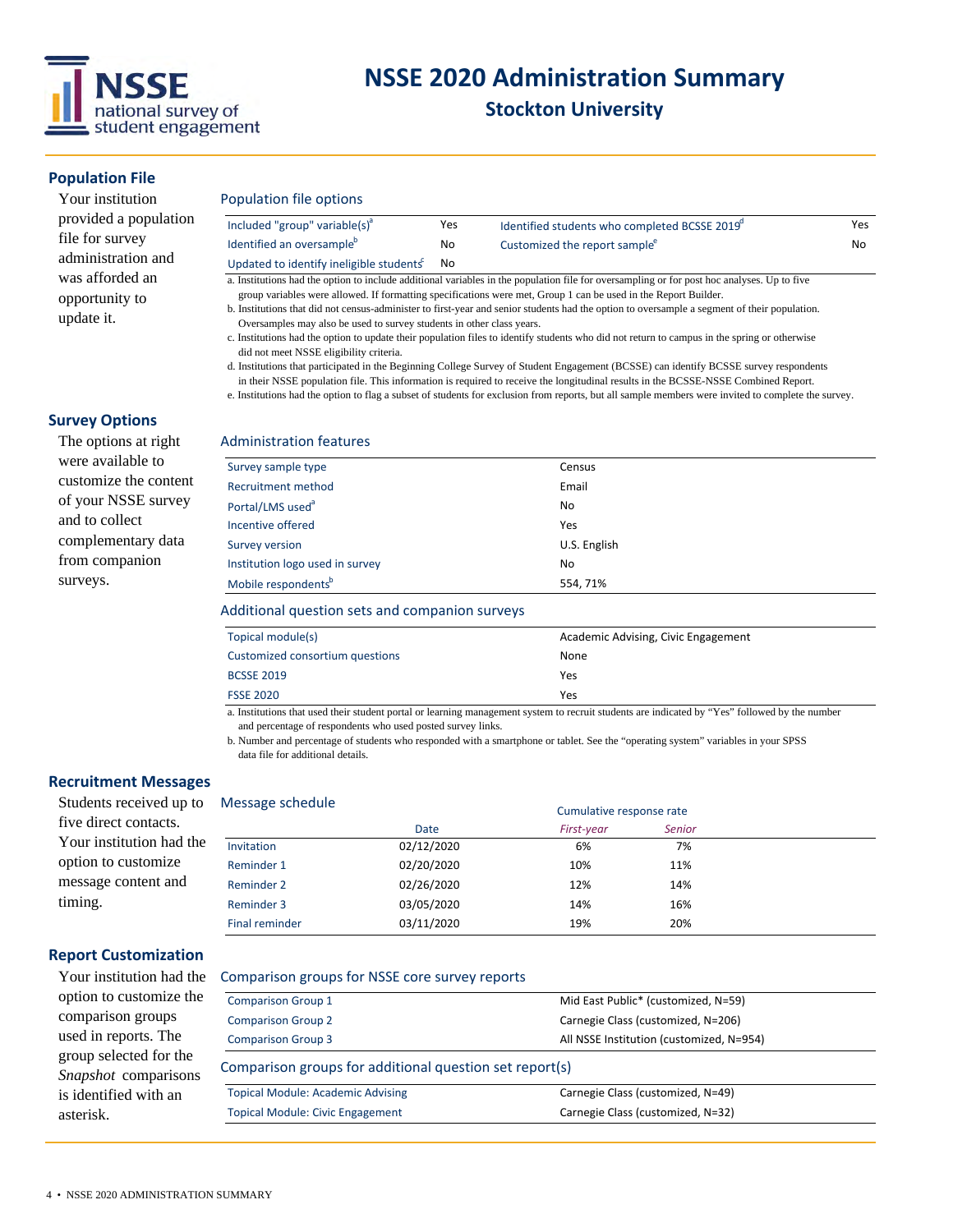# NSSE 2020 Administration Summary

## Stockton University

### Population File

Your institution provided a population file for survey administration and was afforded an opportunity to update it.

#### Population file options

| | | | |
|---|---|---|---|
| Included "group" variable(s)[a] | Yes | Identified students who completed BCSSE 2019[d] | Yes |
| Identified an oversample[b] | No | Customized the report sample[e] | No |
| Updated to identify ineligible students[c] | No | | |

a. Institutions had the option to include additional variables in the population file for oversampling or for post hoc analyses. Up to five group variables were allowed. If formatting specifications were met, Group 1 can be used in the Report Builder.
b. Institutions that did not census-administer to first-year and senior students had the option to oversample a segment of their population. Oversamples may also be used to survey students in other class years.
c. Institutions had the option to update their population files to identify students who did not return to campus in the spring or otherwise did not meet NSSE eligibility criteria.
d. Institutions that participated in the Beginning College Survey of Student Engagement (BCSSE) can identify BCSSE survey respondents in their NSSE population file. This information is required to receive the longitudinal results in the BCSSE-NSSE Combined Report.
e. Institutions had the option to flag a subset of students for exclusion from reports, but all sample members were invited to complete the survey.

### Survey Options

The options at right were available to customize the content of your NSSE survey and to collect complementary data from companion surveys.

#### Administration features

| | |
|---|---|
| Survey sample type | Census |
| Recruitment method | Email |
| Portal/LMS used[a] | No |
| Incentive offered | Yes |
| Survey version | U.S. English |
| Institution logo used in survey | No |
| Mobile respondents[b] | 554, 71% |

#### Additional question sets and companion surveys

| | |
|---|---|
| Topical module(s) | Academic Advising, Civic Engagement |
| Customized consortium questions | None |
| BCSSE 2019 | Yes |
| FSSE 2020 | Yes |

a. Institutions that used their student portal or learning management system to recruit students are indicated by "Yes" followed by the number and percentage of respondents who used posted survey links.
b. Number and percentage of students who responded with a smartphone or tablet. See the "operating system" variables in your SPSS data file for additional details.

### Recruitment Messages

Students received up to five direct contacts. Your institution had the option to customize message content and timing.

#### Message schedule

| | Date | Cumulative response rate *First-year* | *Senior* |
|---|---|---|---|
| Invitation | 02/12/2020 | 6% | 7% |
| Reminder 1 | 02/20/2020 | 10% | 11% |
| Reminder 2 | 02/26/2020 | 12% | 14% |
| Reminder 3 | 03/05/2020 | 14% | 16% |
| Final reminder | 03/11/2020 | 19% | 20% |

### Report Customization

Your institution had the option to customize the comparison groups used in reports. The group selected for the *Snapshot* comparisons is identified with an asterisk.

#### Comparison groups for NSSE core survey reports

| | |
|---|---|
| Comparison Group 1 | Mid East Public* (customized, N=59) |
| Comparison Group 2 | Carnegie Class (customized, N=206) |
| Comparison Group 3 | All NSSE Institution (customized, N=954) |

#### Comparison groups for additional question set report(s)

| | |
|---|---|
| Topical Module: Academic Advising | Carnegie Class (customized, N=49) |
| Topical Module: Civic Engagement | Carnegie Class (customized, N=32) |